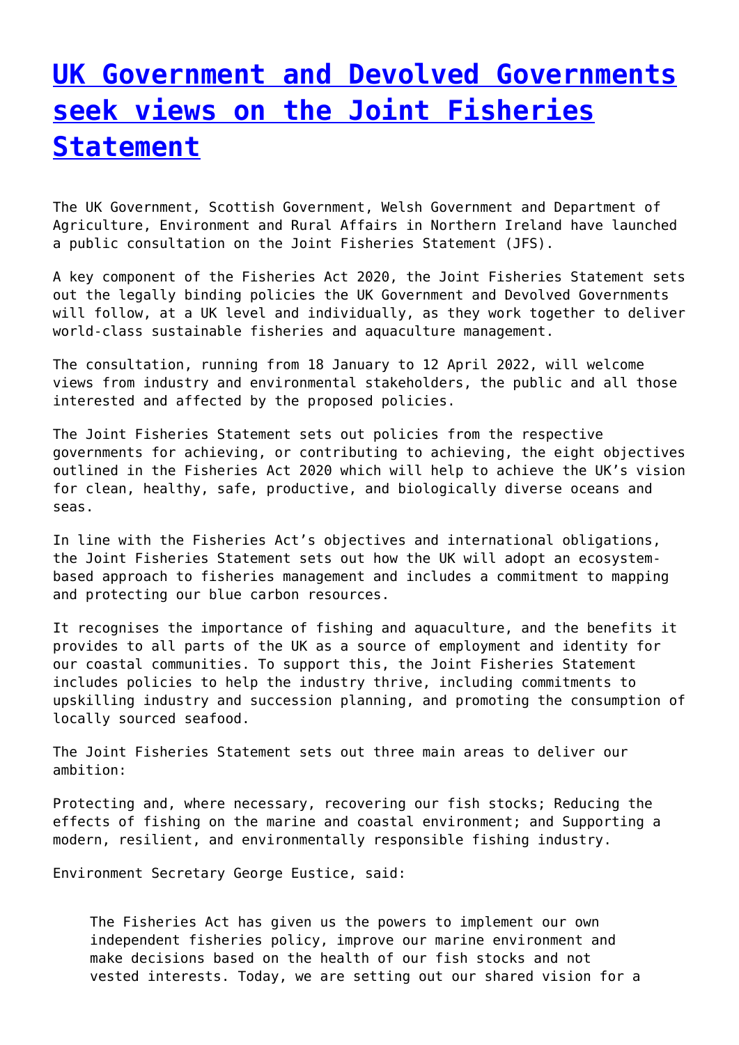# [UK Government and Devolved Governments seek views on the Joint Fisheries Statement]()

The UK Government, Scottish Government, Welsh Government and Department of Agriculture, Environment and Rural Affairs in Northern Ireland have launched a public consultation on the Joint Fisheries Statement (JFS).

A key component of the Fisheries Act 2020, the Joint Fisheries Statement sets out the legally binding policies the UK Government and Devolved Governments will follow, at a UK level and individually, as they work together to deliver world-class sustainable fisheries and aquaculture management.

The consultation, running from 18 January to 12 April 2022, will welcome views from industry and environmental stakeholders, the public and all those interested and affected by the proposed policies.

The Joint Fisheries Statement sets out policies from the respective governments for achieving, or contributing to achieving, the eight objectives outlined in the Fisheries Act 2020 which will help to achieve the UK's vision for clean, healthy, safe, productive, and biologically diverse oceans and seas.

In line with the Fisheries Act's objectives and international obligations, the Joint Fisheries Statement sets out how the UK will adopt an ecosystem-based approach to fisheries management and includes a commitment to mapping and protecting our blue carbon resources.

It recognises the importance of fishing and aquaculture, and the benefits it provides to all parts of the UK as a source of employment and identity for our coastal communities. To support this, the Joint Fisheries Statement includes policies to help the industry thrive, including commitments to upskilling industry and succession planning, and promoting the consumption of locally sourced seafood.

The Joint Fisheries Statement sets out three main areas to deliver our ambition:

Protecting and, where necessary, recovering our fish stocks; Reducing the effects of fishing on the marine and coastal environment; and Supporting a modern, resilient, and environmentally responsible fishing industry.

Environment Secretary George Eustice, said:

> The Fisheries Act has given us the powers to implement our own independent fisheries policy, improve our marine environment and make decisions based on the health of our fish stocks and not vested interests. Today, we are setting out our shared vision for a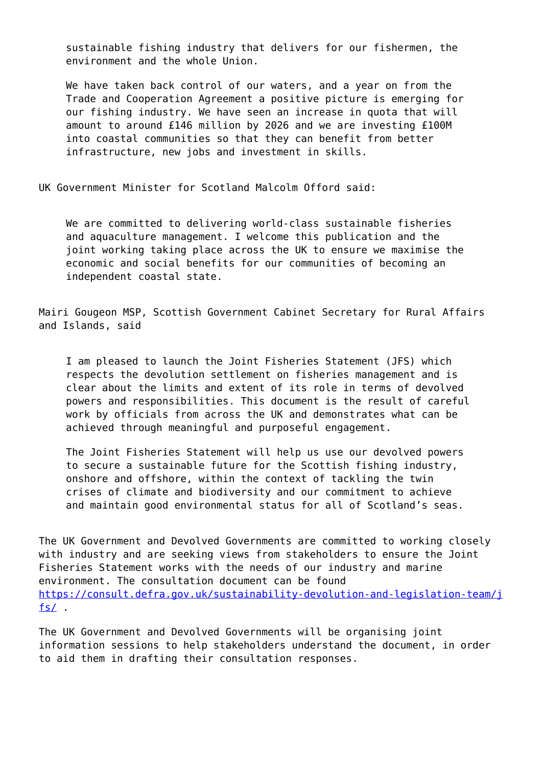> sustainable fishing industry that delivers for our fishermen, the environment and the whole Union.
>
> We have taken back control of our waters, and a year on from the Trade and Cooperation Agreement a positive picture is emerging for our fishing industry. We have seen an increase in quota that will amount to around £146 million by 2026 and we are investing £100M into coastal communities so that they can benefit from better infrastructure, new jobs and investment in skills.

UK Government Minister for Scotland Malcolm Offord said:

> We are committed to delivering world-class sustainable fisheries and aquaculture management. I welcome this publication and the joint working taking place across the UK to ensure we maximise the economic and social benefits for our communities of becoming an independent coastal state.

Mairi Gougeon MSP, Scottish Government Cabinet Secretary for Rural Affairs and Islands, said

> I am pleased to launch the Joint Fisheries Statement (JFS) which respects the devolution settlement on fisheries management and is clear about the limits and extent of its role in terms of devolved powers and responsibilities. This document is the result of careful work by officials from across the UK and demonstrates what can be achieved through meaningful and purposeful engagement.
>
> The Joint Fisheries Statement will help us use our devolved powers to secure a sustainable future for the Scottish fishing industry, onshore and offshore, within the context of tackling the twin crises of climate and biodiversity and our commitment to achieve and maintain good environmental status for all of Scotland's seas.

The UK Government and Devolved Governments are committed to working closely with industry and are seeking views from stakeholders to ensure the Joint Fisheries Statement works with the needs of our industry and marine environment. The consultation document can be found [https://consult.defra.gov.uk/sustainability-devolution-and-legislation-team/jfs/](https://consult.defra.gov.uk/sustainability-devolution-and-legislation-team/jfs/) .

The UK Government and Devolved Governments will be organising joint information sessions to help stakeholders understand the document, in order to aid them in drafting their consultation responses.